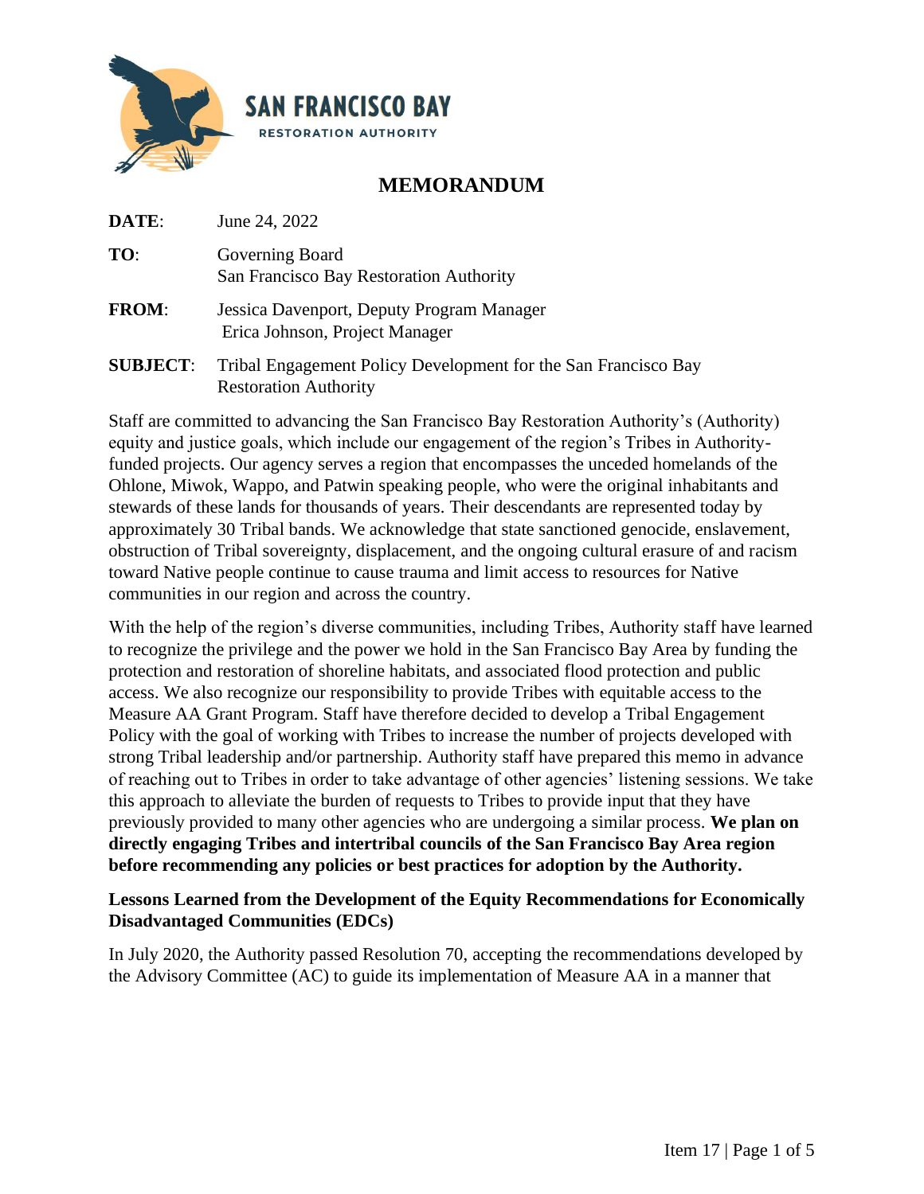**SAN FRANCISCO BAY**
RESTORATION AUTHORITY

# MEMORANDUM

**DATE**: June 24, 2022

**TO**: Governing Board
San Francisco Bay Restoration Authority

**FROM**: Jessica Davenport, Deputy Program Manager
Erica Johnson, Project Manager

**SUBJECT**: Tribal Engagement Policy Development for the San Francisco Bay Restoration Authority

Staff are committed to advancing the San Francisco Bay Restoration Authority's (Authority) equity and justice goals, which include our engagement of the region's Tribes in Authority-funded projects. Our agency serves a region that encompasses the unceded homelands of the Ohlone, Miwok, Wappo, and Patwin speaking people, who were the original inhabitants and stewards of these lands for thousands of years. Their descendants are represented today by approximately 30 Tribal bands. We acknowledge that state sanctioned genocide, enslavement, obstruction of Tribal sovereignty, displacement, and the ongoing cultural erasure of and racism toward Native people continue to cause trauma and limit access to resources for Native communities in our region and across the country.

With the help of the region's diverse communities, including Tribes, Authority staff have learned to recognize the privilege and the power we hold in the San Francisco Bay Area by funding the protection and restoration of shoreline habitats, and associated flood protection and public access. We also recognize our responsibility to provide Tribes with equitable access to the Measure AA Grant Program. Staff have therefore decided to develop a Tribal Engagement Policy with the goal of working with Tribes to increase the number of projects developed with strong Tribal leadership and/or partnership. Authority staff have prepared this memo in advance of reaching out to Tribes in order to take advantage of other agencies' listening sessions. We take this approach to alleviate the burden of requests to Tribes to provide input that they have previously provided to many other agencies who are undergoing a similar process. **We plan on directly engaging Tribes and intertribal councils of the San Francisco Bay Area region before recommending any policies or best practices for adoption by the Authority.**

### Lessons Learned from the Development of the Equity Recommendations for Economically Disadvantaged Communities (EDCs)

In July 2020, the Authority passed Resolution 70, accepting the recommendations developed by the Advisory Committee (AC) to guide its implementation of Measure AA in a manner that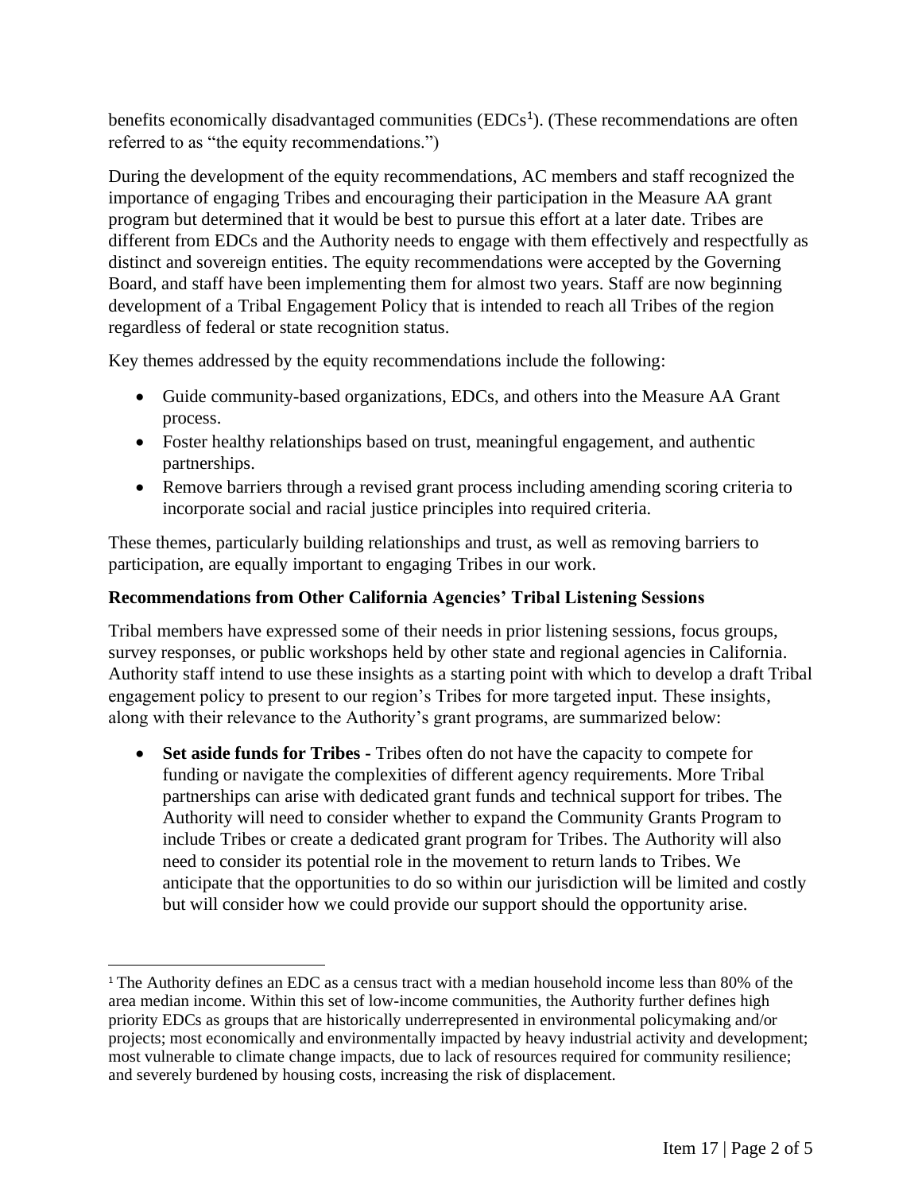benefits economically disadvantaged communities (EDCs[1]). (These recommendations are often referred to as "the equity recommendations.")

During the development of the equity recommendations, AC members and staff recognized the importance of engaging Tribes and encouraging their participation in the Measure AA grant program but determined that it would be best to pursue this effort at a later date. Tribes are different from EDCs and the Authority needs to engage with them effectively and respectfully as distinct and sovereign entities. The equity recommendations were accepted by the Governing Board, and staff have been implementing them for almost two years. Staff are now beginning development of a Tribal Engagement Policy that is intended to reach all Tribes of the region regardless of federal or state recognition status.

Key themes addressed by the equity recommendations include the following:

- Guide community-based organizations, EDCs, and others into the Measure AA Grant process.
- Foster healthy relationships based on trust, meaningful engagement, and authentic partnerships.
- Remove barriers through a revised grant process including amending scoring criteria to incorporate social and racial justice principles into required criteria.

These themes, particularly building relationships and trust, as well as removing barriers to participation, are equally important to engaging Tribes in our work.

**Recommendations from Other California Agencies' Tribal Listening Sessions**

Tribal members have expressed some of their needs in prior listening sessions, focus groups, survey responses, or public workshops held by other state and regional agencies in California. Authority staff intend to use these insights as a starting point with which to develop a draft Tribal engagement policy to present to our region's Tribes for more targeted input. These insights, along with their relevance to the Authority's grant programs, are summarized below:

- **Set aside funds for Tribes -** Tribes often do not have the capacity to compete for funding or navigate the complexities of different agency requirements. More Tribal partnerships can arise with dedicated grant funds and technical support for tribes. The Authority will need to consider whether to expand the Community Grants Program to include Tribes or create a dedicated grant program for Tribes. The Authority will also need to consider its potential role in the movement to return lands to Tribes. We anticipate that the opportunities to do so within our jurisdiction will be limited and costly but will consider how we could provide our support should the opportunity arise.

[1] The Authority defines an EDC as a census tract with a median household income less than 80% of the area median income. Within this set of low-income communities, the Authority further defines high priority EDCs as groups that are historically underrepresented in environmental policymaking and/or projects; most economically and environmentally impacted by heavy industrial activity and development; most vulnerable to climate change impacts, due to lack of resources required for community resilience; and severely burdened by housing costs, increasing the risk of displacement.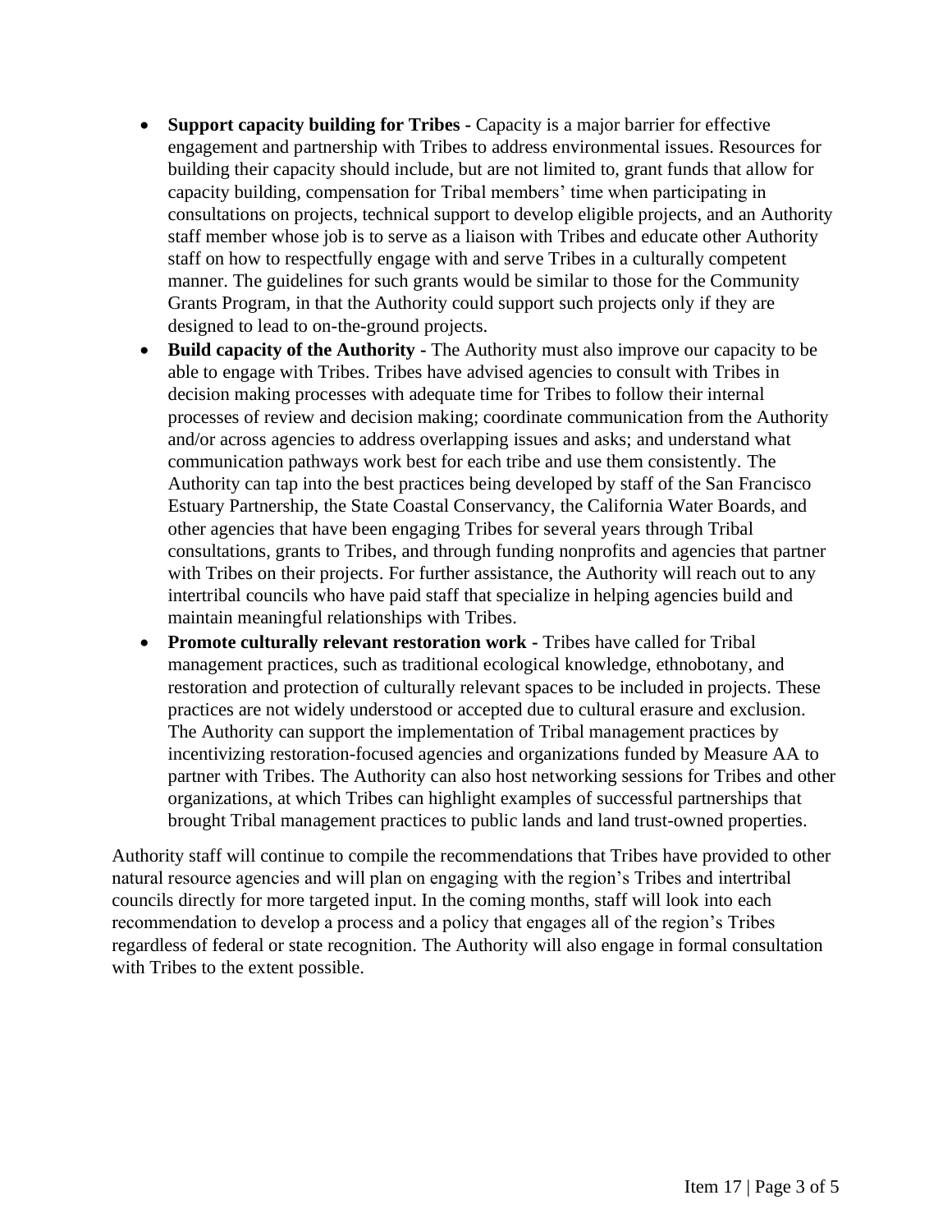- **Support capacity building for Tribes -** Capacity is a major barrier for effective engagement and partnership with Tribes to address environmental issues. Resources for building their capacity should include, but are not limited to, grant funds that allow for capacity building, compensation for Tribal members' time when participating in consultations on projects, technical support to develop eligible projects, and an Authority staff member whose job is to serve as a liaison with Tribes and educate other Authority staff on how to respectfully engage with and serve Tribes in a culturally competent manner. The guidelines for such grants would be similar to those for the Community Grants Program, in that the Authority could support such projects only if they are designed to lead to on-the-ground projects.
- **Build capacity of the Authority -** The Authority must also improve our capacity to be able to engage with Tribes. Tribes have advised agencies to consult with Tribes in decision making processes with adequate time for Tribes to follow their internal processes of review and decision making; coordinate communication from the Authority and/or across agencies to address overlapping issues and asks; and understand what communication pathways work best for each tribe and use them consistently. The Authority can tap into the best practices being developed by staff of the San Francisco Estuary Partnership, the State Coastal Conservancy, the California Water Boards, and other agencies that have been engaging Tribes for several years through Tribal consultations, grants to Tribes, and through funding nonprofits and agencies that partner with Tribes on their projects. For further assistance, the Authority will reach out to any intertribal councils who have paid staff that specialize in helping agencies build and maintain meaningful relationships with Tribes.
- **Promote culturally relevant restoration work -** Tribes have called for Tribal management practices, such as traditional ecological knowledge, ethnobotany, and restoration and protection of culturally relevant spaces to be included in projects. These practices are not widely understood or accepted due to cultural erasure and exclusion. The Authority can support the implementation of Tribal management practices by incentivizing restoration-focused agencies and organizations funded by Measure AA to partner with Tribes. The Authority can also host networking sessions for Tribes and other organizations, at which Tribes can highlight examples of successful partnerships that brought Tribal management practices to public lands and land trust-owned properties.

Authority staff will continue to compile the recommendations that Tribes have provided to other natural resource agencies and will plan on engaging with the region's Tribes and intertribal councils directly for more targeted input. In the coming months, staff will look into each recommendation to develop a process and a policy that engages all of the region's Tribes regardless of federal or state recognition. The Authority will also engage in formal consultation with Tribes to the extent possible.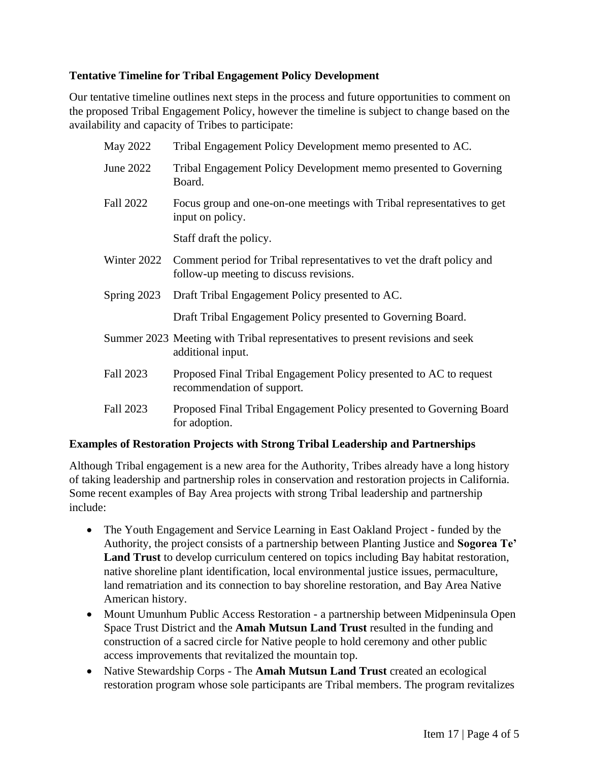**Tentative Timeline for Tribal Engagement Policy Development**

Our tentative timeline outlines next steps in the process and future opportunities to comment on the proposed Tribal Engagement Policy, however the timeline is subject to change based on the availability and capacity of Tribes to participate:

| | |
|---|---|
| May 2022 | Tribal Engagement Policy Development memo presented to AC. |
| June 2022 | Tribal Engagement Policy Development memo presented to Governing Board. |
| Fall 2022 | Focus group and one-on-one meetings with Tribal representatives to get input on policy. |
| | Staff draft the policy. |
| Winter 2022 | Comment period for Tribal representatives to vet the draft policy and follow-up meeting to discuss revisions. |
| Spring 2023 | Draft Tribal Engagement Policy presented to AC. |
| | Draft Tribal Engagement Policy presented to Governing Board. |
| Summer 2023 | Meeting with Tribal representatives to present revisions and seek additional input. |
| Fall 2023 | Proposed Final Tribal Engagement Policy presented to AC to request recommendation of support. |
| Fall 2023 | Proposed Final Tribal Engagement Policy presented to Governing Board for adoption. |

**Examples of Restoration Projects with Strong Tribal Leadership and Partnerships**

Although Tribal engagement is a new area for the Authority, Tribes already have a long history of taking leadership and partnership roles in conservation and restoration projects in California. Some recent examples of Bay Area projects with strong Tribal leadership and partnership include:

- The Youth Engagement and Service Learning in East Oakland Project - funded by the Authority, the project consists of a partnership between Planting Justice and **Sogorea Te' Land Trust** to develop curriculum centered on topics including Bay habitat restoration, native shoreline plant identification, local environmental justice issues, permaculture, land rematriation and its connection to bay shoreline restoration, and Bay Area Native American history.
- Mount Umunhum Public Access Restoration - a partnership between Midpeninsula Open Space Trust District and the **Amah Mutsun Land Trust** resulted in the funding and construction of a sacred circle for Native people to hold ceremony and other public access improvements that revitalized the mountain top.
- Native Stewardship Corps - The **Amah Mutsun Land Trust** created an ecological restoration program whose sole participants are Tribal members. The program revitalizes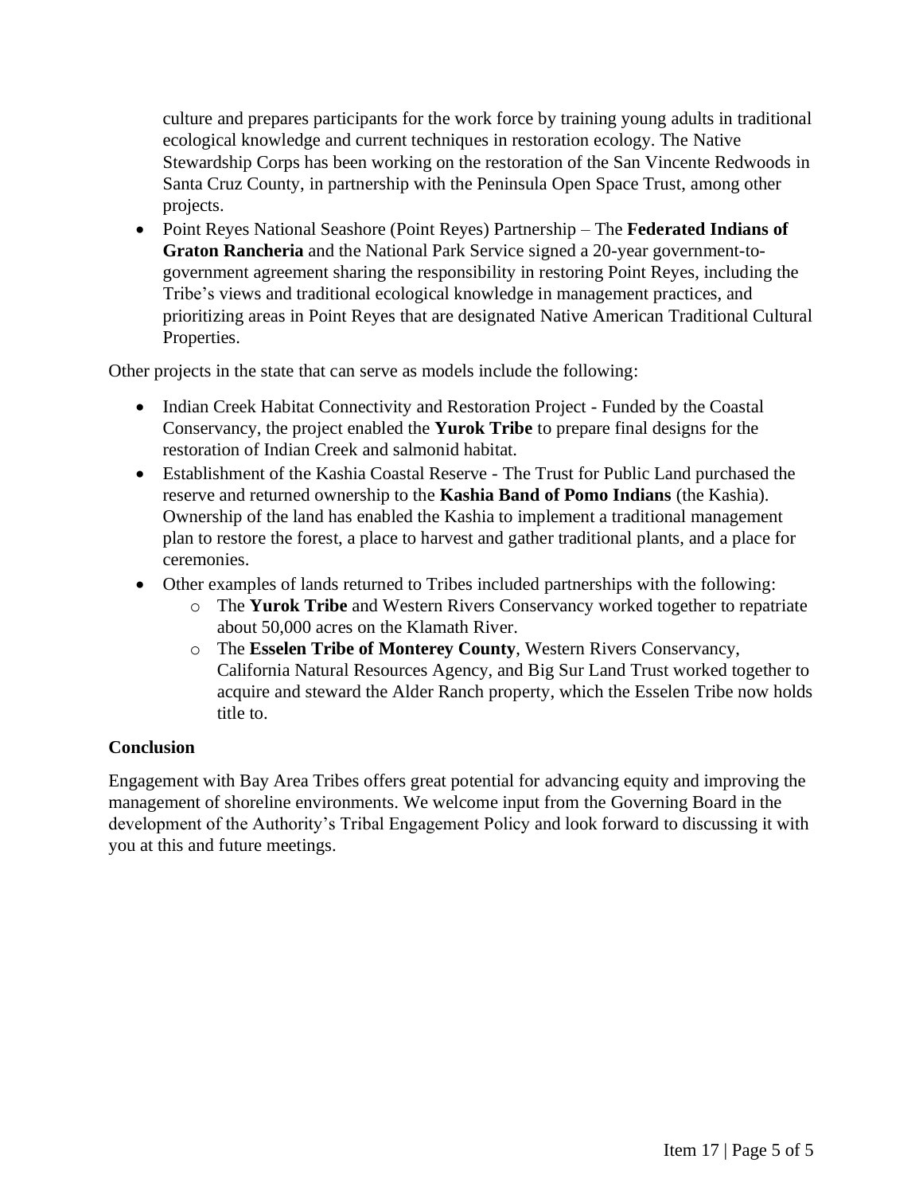culture and prepares participants for the work force by training young adults in traditional ecological knowledge and current techniques in restoration ecology. The Native Stewardship Corps has been working on the restoration of the San Vincente Redwoods in Santa Cruz County, in partnership with the Peninsula Open Space Trust, among other projects.

- Point Reyes National Seashore (Point Reyes) Partnership – The **Federated Indians of Graton Rancheria** and the National Park Service signed a 20-year government-to-government agreement sharing the responsibility in restoring Point Reyes, including the Tribe's views and traditional ecological knowledge in management practices, and prioritizing areas in Point Reyes that are designated Native American Traditional Cultural Properties.

Other projects in the state that can serve as models include the following:

- Indian Creek Habitat Connectivity and Restoration Project - Funded by the Coastal Conservancy, the project enabled the **Yurok Tribe** to prepare final designs for the restoration of Indian Creek and salmonid habitat.
- Establishment of the Kashia Coastal Reserve - The Trust for Public Land purchased the reserve and returned ownership to the **Kashia Band of Pomo Indians** (the Kashia). Ownership of the land has enabled the Kashia to implement a traditional management plan to restore the forest, a place to harvest and gather traditional plants, and a place for ceremonies.
- Other examples of lands returned to Tribes included partnerships with the following:
  - The **Yurok Tribe** and Western Rivers Conservancy worked together to repatriate about 50,000 acres on the Klamath River.
  - The **Esselen Tribe of Monterey County**, Western Rivers Conservancy, California Natural Resources Agency, and Big Sur Land Trust worked together to acquire and steward the Alder Ranch property, which the Esselen Tribe now holds title to.

**Conclusion**

Engagement with Bay Area Tribes offers great potential for advancing equity and improving the management of shoreline environments. We welcome input from the Governing Board in the development of the Authority's Tribal Engagement Policy and look forward to discussing it with you at this and future meetings.